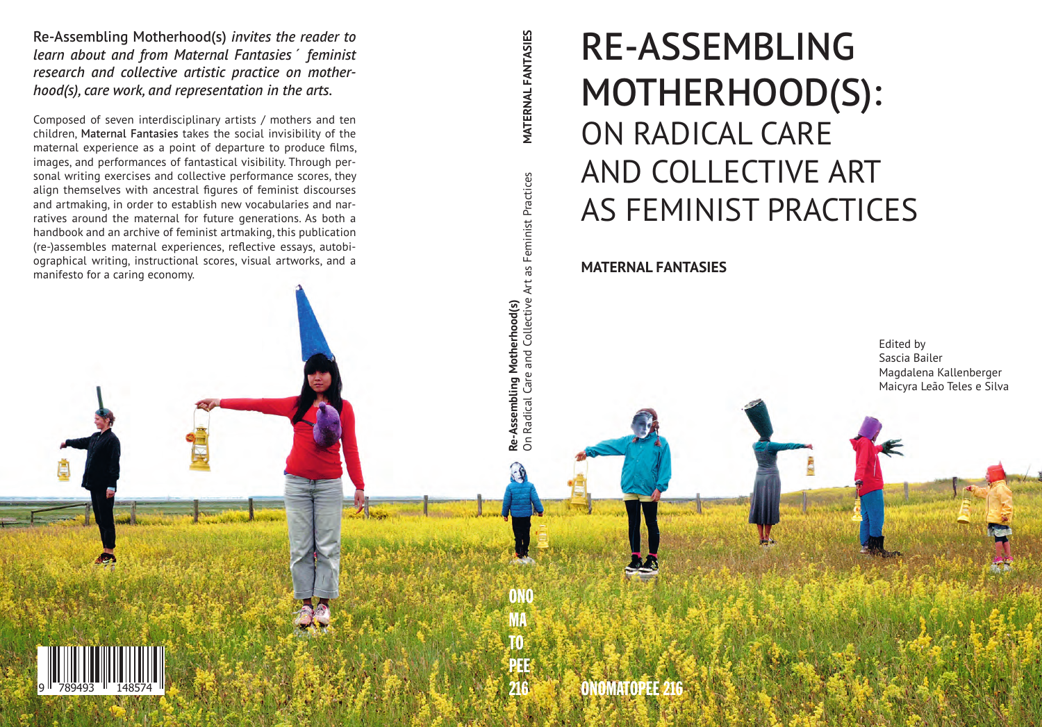Re-Assembling Motherhood(s) *invites the reader to learn about and from Maternal Fantasies´ feminist research and collective artistic practice on motherhood(s), care work, and representation in the arts.*

Composed of seven interdisciplinary artists / mothers and ten children, Maternal Fantasies takes the social invisibility of the maternal experience as a point of departure to produce films, images, and performances of fantastical visibility. Through personal writing exercises and collective performance scores, they align themselves with ancestral figures of feminist discourses and artmaking, in order to establish new vocabularies and narratives around the maternal for future generations. As both a handbook and an archive of feminist artmaking, this publication (re-)assembles maternal experiences, reflective essays, autobiographical writing, instructional scores, visual artworks, and a manifesto for a caring economy.

9 789493 148574

**MATERNAL FANTASIES**

**Re-Assembling Motherhood(s)**
On Radical Care and Collective Art as Feminist Practices

**ONO MA TO PEE 216**

# RE-ASSEMBLING MOTHERHOOD(S): ON RADICAL CARE AND COLLECTIVE ART AS FEMINIST PRACTICES

**MATERNAL FANTASIES**

Edited by
Sascia Bailer
Magdalena Kallenberger
Maicyra Leão Teles e Silva

**ONOMATOPEE 216**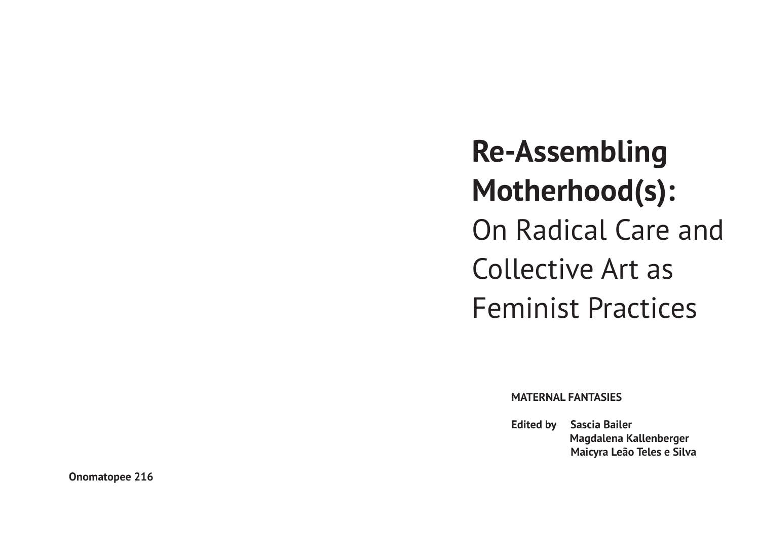# Re-Assembling Motherhood(s): On Radical Care and Collective Art as Feminist Practices

**MATERNAL FANTASIES**

**Edited by** **Sascia Bailer**
**Magdalena Kallenberger**
**Maicyra Leão Teles e Silva**

**Onomatopee 216**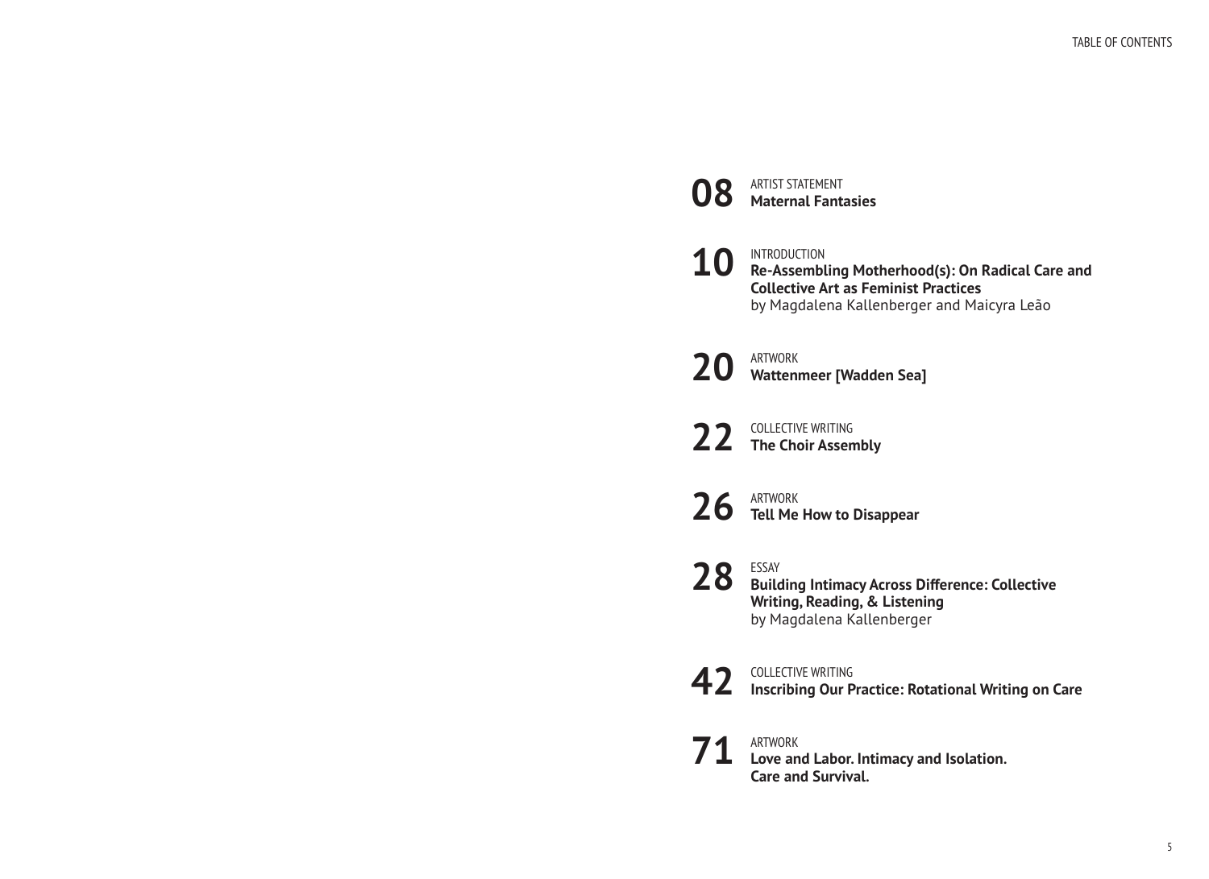# Table of Contents

**08** ARTIST STATEMENT
**Maternal Fantasies**

**10** INTRODUCTION
**Re-Assembling Motherhood(s): On Radical Care and Collective Art as Feminist Practices**
by Magdalena Kallenberger and Maicyra Leão

**20** ARTWORK
**Wattenmeer [Wadden Sea]**

**22** COLLECTIVE WRITING
**The Choir Assembly**

**26** ARTWORK
**Tell Me How to Disappear**

**28** ESSAY
**Building Intimacy Across Difference: Collective Writing, Reading, & Listening**
by Magdalena Kallenberger

**42** COLLECTIVE WRITING
**Inscribing Our Practice: Rotational Writing on Care**

**71** ARTWORK
**Love and Labor. Intimacy and Isolation. Care and Survival.**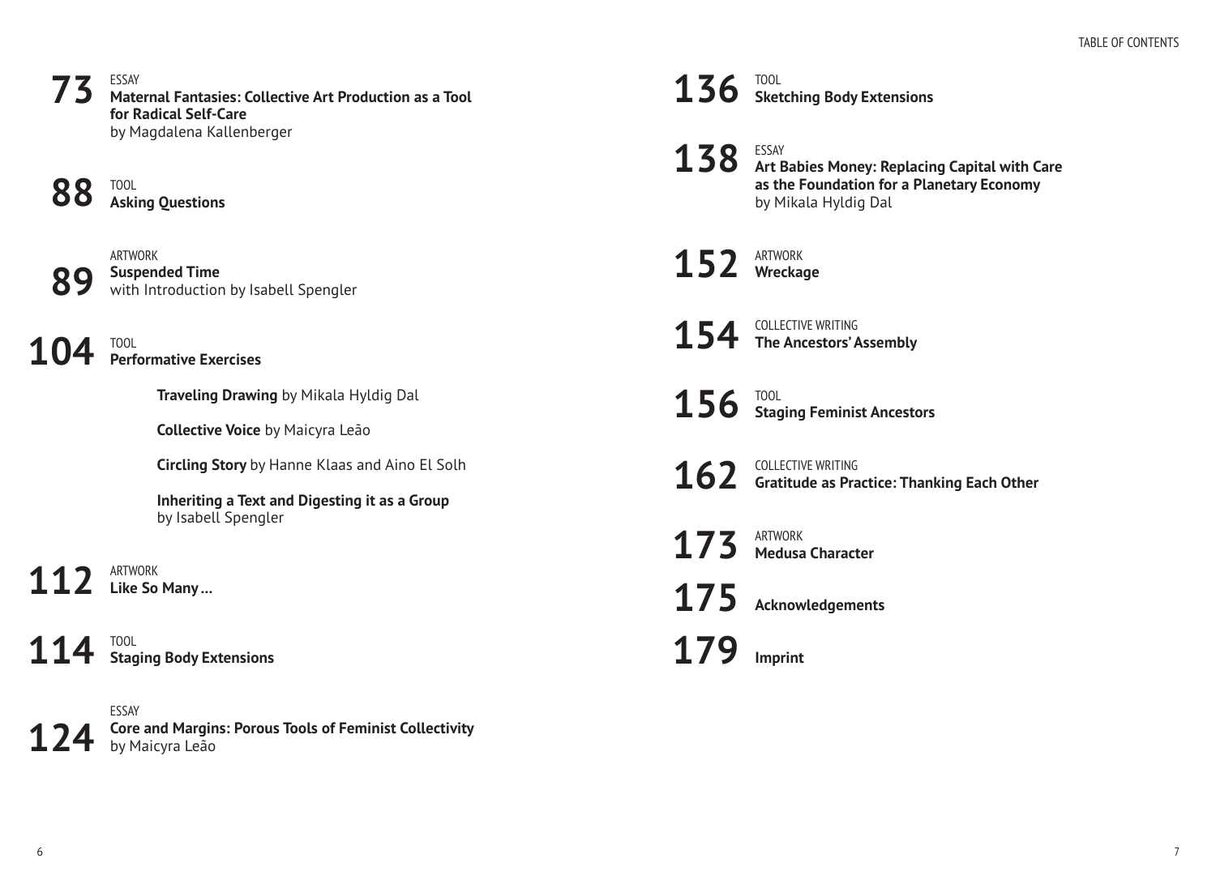**73** ESSAY
**Maternal Fantasies: Collective Art Production as a Tool for Radical Self-Care**
by Magdalena Kallenberger

**88** TOOL
**Asking Questions**

**89** ARTWORK
**Suspended Time**
with Introduction by Isabell Spengler

**104** TOOL
**Performative Exercises**

- **Traveling Drawing** by Mikala Hyldig Dal
- **Collective Voice** by Maicyra Leão
- **Circling Story** by Hanne Klaas and Aino El Solh
- **Inheriting a Text and Digesting it as a Group** by Isabell Spengler

**112** ARTWORK
**Like So Many …**

**114** TOOL
**Staging Body Extensions**

**124** ESSAY
**Core and Margins: Porous Tools of Feminist Collectivity**
by Maicyra Leão

**136** TOOL
**Sketching Body Extensions**

**138** ESSAY
**Art Babies Money: Replacing Capital with Care as the Foundation for a Planetary Economy**
by Mikala Hyldig Dal

**152** ARTWORK
**Wreckage**

**154** COLLECTIVE WRITING
**The Ancestors' Assembly**

**156** TOOL
**Staging Feminist Ancestors**

**162** COLLECTIVE WRITING
**Gratitude as Practice: Thanking Each Other**

**173** ARTWORK
**Medusa Character**

**175** **Acknowledgements**

**179** **Imprint**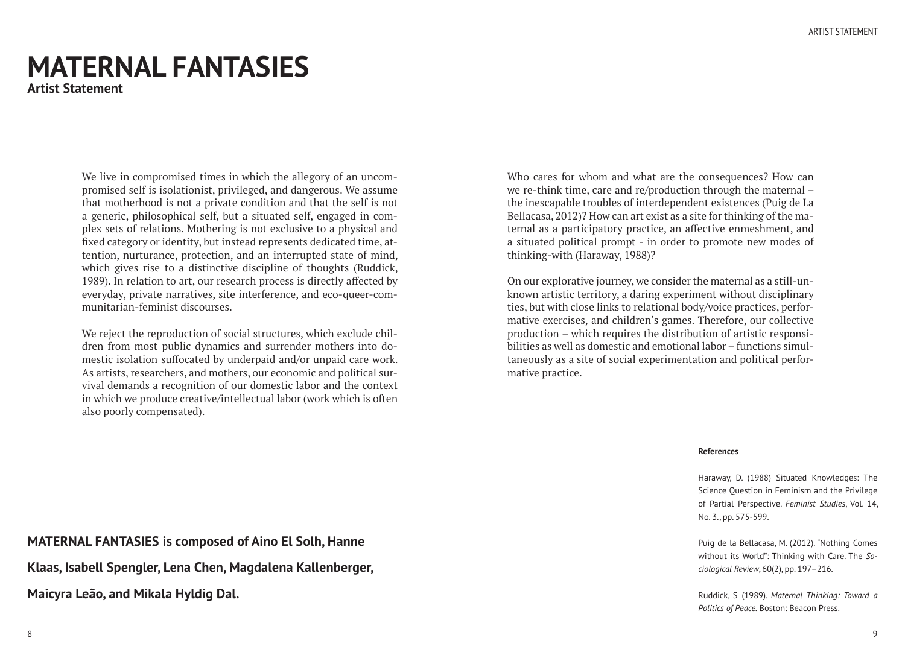# MATERNAL FANTASIES

**Artist Statement**

We live in compromised times in which the allegory of an uncompromised self is isolationist, privileged, and dangerous. We assume that motherhood is not a private condition and that the self is not a generic, philosophical self, but a situated self, engaged in complex sets of relations. Mothering is not exclusive to a physical and fixed category or identity, but instead represents dedicated time, attention, nurturance, protection, and an interrupted state of mind, which gives rise to a distinctive discipline of thoughts (Ruddick, 1989). In relation to art, our research process is directly affected by everyday, private narratives, site interference, and eco-queer-communitarian-feminist discourses.

We reject the reproduction of social structures, which exclude children from most public dynamics and surrender mothers into domestic isolation suffocated by underpaid and/or unpaid care work. As artists, researchers, and mothers, our economic and political survival demands a recognition of our domestic labor and the context in which we produce creative/intellectual labor (work which is often also poorly compensated).

Who cares for whom and what are the consequences? How can we re-think time, care and re/production through the maternal – the inescapable troubles of interdependent existences (Puig de La Bellacasa, 2012)? How can art exist as a site for thinking of the maternal as a participatory practice, an affective enmeshment, and a situated political prompt - in order to promote new modes of thinking-with (Haraway, 1988)?

On our explorative journey, we consider the maternal as a still-unknown artistic territory, a daring experiment without disciplinary ties, but with close links to relational body/voice practices, performative exercises, and children's games. Therefore, our collective production – which requires the distribution of artistic responsibilities as well as domestic and emotional labor – functions simultaneously as a site of social experimentation and political performative practice.

**MATERNAL FANTASIES is composed of Aino El Solh, Hanne Klaas, Isabell Spengler, Lena Chen, Magdalena Kallenberger, Maicyra Leão, and Mikala Hyldig Dal.**

**References**

Haraway, D. (1988) Situated Knowledges: The Science Question in Feminism and the Privilege of Partial Perspective. *Feminist Studies*, Vol. 14, No. 3., pp. 575-599.

Puig de la Bellacasa, M. (2012). "Nothing Comes without its World": Thinking with Care. The *Sociological Review*, 60(2), pp. 197–216.

Ruddick, S (1989). *Maternal Thinking: Toward a Politics of Peace.* Boston: Beacon Press.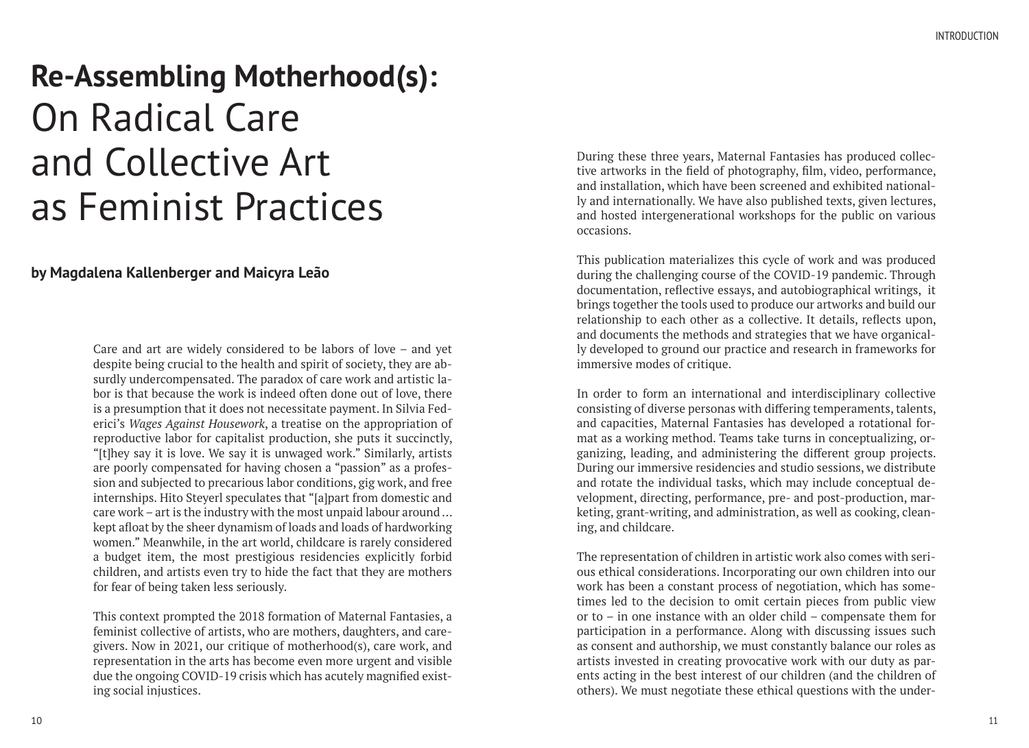# Re-Assembling Motherhood(s): On Radical Care and Collective Art as Feminist Practices

**by Magdalena Kallenberger and Maicyra Leão**

Care and art are widely considered to be labors of love – and yet despite being crucial to the health and spirit of society, they are absurdly undercompensated. The paradox of care work and artistic labor is that because the work is indeed often done out of love, there is a presumption that it does not necessitate payment. In Silvia Federici's *Wages Against Housework*, a treatise on the appropriation of reproductive labor for capitalist production, she puts it succinctly, "[t]hey say it is love. We say it is unwaged work." Similarly, artists are poorly compensated for having chosen a "passion" as a profession and subjected to precarious labor conditions, gig work, and free internships. Hito Steyerl speculates that "[a]part from domestic and care work – art is the industry with the most unpaid labour around … kept afloat by the sheer dynamism of loads and loads of hardworking women." Meanwhile, in the art world, childcare is rarely considered a budget item, the most prestigious residencies explicitly forbid children, and artists even try to hide the fact that they are mothers for fear of being taken less seriously.

This context prompted the 2018 formation of Maternal Fantasies, a feminist collective of artists, who are mothers, daughters, and caregivers. Now in 2021, our critique of motherhood(s), care work, and representation in the arts has become even more urgent and visible due the ongoing COVID-19 crisis which has acutely magnified existing social injustices.

During these three years, Maternal Fantasies has produced collective artworks in the field of photography, film, video, performance, and installation, which have been screened and exhibited nationally and internationally. We have also published texts, given lectures, and hosted intergenerational workshops for the public on various occasions.

This publication materializes this cycle of work and was produced during the challenging course of the COVID-19 pandemic. Through documentation, reflective essays, and autobiographical writings, it brings together the tools used to produce our artworks and build our relationship to each other as a collective. It details, reflects upon, and documents the methods and strategies that we have organically developed to ground our practice and research in frameworks for immersive modes of critique.

In order to form an international and interdisciplinary collective consisting of diverse personas with differing temperaments, talents, and capacities, Maternal Fantasies has developed a rotational format as a working method. Teams take turns in conceptualizing, organizing, leading, and administering the different group projects. During our immersive residencies and studio sessions, we distribute and rotate the individual tasks, which may include conceptual development, directing, performance, pre- and post-production, marketing, grant-writing, and administration, as well as cooking, cleaning, and childcare.

The representation of children in artistic work also comes with serious ethical considerations. Incorporating our own children into our work has been a constant process of negotiation, which has sometimes led to the decision to omit certain pieces from public view or to – in one instance with an older child – compensate them for participation in a performance. Along with discussing issues such as consent and authorship, we must constantly balance our roles as artists invested in creating provocative work with our duty as parents acting in the best interest of our children (and the children of others). We must negotiate these ethical questions with the under-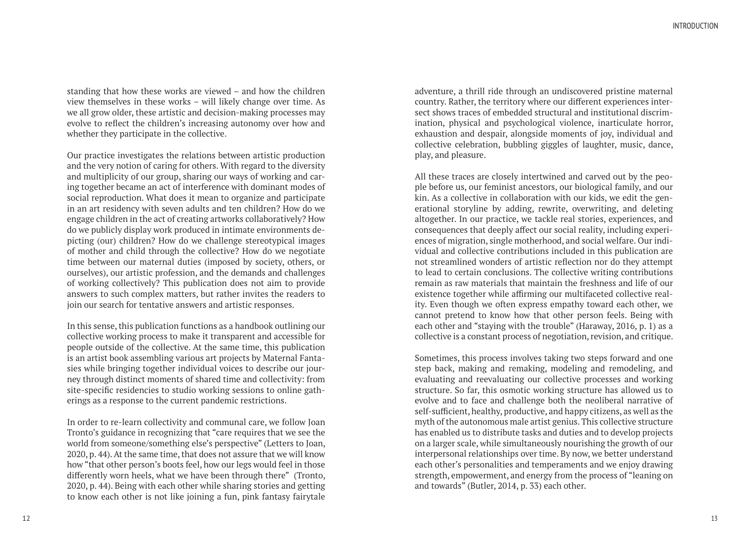standing that how these works are viewed – and how the children view themselves in these works – will likely change over time. As we all grow older, these artistic and decision-making processes may evolve to reflect the children's increasing autonomy over how and whether they participate in the collective.

Our practice investigates the relations between artistic production and the very notion of caring for others. With regard to the diversity and multiplicity of our group, sharing our ways of working and caring together became an act of interference with dominant modes of social reproduction. What does it mean to organize and participate in an art residency with seven adults and ten children? How do we engage children in the act of creating artworks collaboratively? How do we publicly display work produced in intimate environments depicting (our) children? How do we challenge stereotypical images of mother and child through the collective? How do we negotiate time between our maternal duties (imposed by society, others, or ourselves), our artistic profession, and the demands and challenges of working collectively? This publication does not aim to provide answers to such complex matters, but rather invites the readers to join our search for tentative answers and artistic responses.

In this sense, this publication functions as a handbook outlining our collective working process to make it transparent and accessible for people outside of the collective. At the same time, this publication is an artist book assembling various art projects by Maternal Fantasies while bringing together individual voices to describe our journey through distinct moments of shared time and collectivity: from site-specific residencies to studio working sessions to online gatherings as a response to the current pandemic restrictions.

In order to re-learn collectivity and communal care, we follow Joan Tronto's guidance in recognizing that "care requires that we see the world from someone/something else's perspective" (Letters to Joan, 2020, p. 44). At the same time, that does not assure that we will know how "that other person's boots feel, how our legs would feel in those differently worn heels, what we have been through there" (Tronto, 2020, p. 44). Being with each other while sharing stories and getting to know each other is not like joining a fun, pink fantasy fairytale adventure, a thrill ride through an undiscovered pristine maternal country. Rather, the territory where our different experiences intersect shows traces of embedded structural and institutional discrimination, physical and psychological violence, inarticulate horror, exhaustion and despair, alongside moments of joy, individual and collective celebration, bubbling giggles of laughter, music, dance, play, and pleasure.

All these traces are closely intertwined and carved out by the people before us, our feminist ancestors, our biological family, and our kin. As a collective in collaboration with our kids, we edit the generational storyline by adding, rewrite, overwriting, and deleting altogether. In our practice, we tackle real stories, experiences, and consequences that deeply affect our social reality, including experiences of migration, single motherhood, and social welfare. Our individual and collective contributions included in this publication are not streamlined wonders of artistic reflection nor do they attempt to lead to certain conclusions. The collective writing contributions remain as raw materials that maintain the freshness and life of our existence together while affirming our multifaceted collective reality. Even though we often express empathy toward each other, we cannot pretend to know how that other person feels. Being with each other and "staying with the trouble" (Haraway, 2016, p. 1) as a collective is a constant process of negotiation, revision, and critique.

Sometimes, this process involves taking two steps forward and one step back, making and remaking, modeling and remodeling, and evaluating and reevaluating our collective processes and working structure. So far, this osmotic working structure has allowed us to evolve and to face and challenge both the neoliberal narrative of self-sufficient, healthy, productive, and happy citizens, as well as the myth of the autonomous male artist genius. This collective structure has enabled us to distribute tasks and duties and to develop projects on a larger scale, while simultaneously nourishing the growth of our interpersonal relationships over time. By now, we better understand each other's personalities and temperaments and we enjoy drawing strength, empowerment, and energy from the process of "leaning on and towards" (Butler, 2014, p. 33) each other.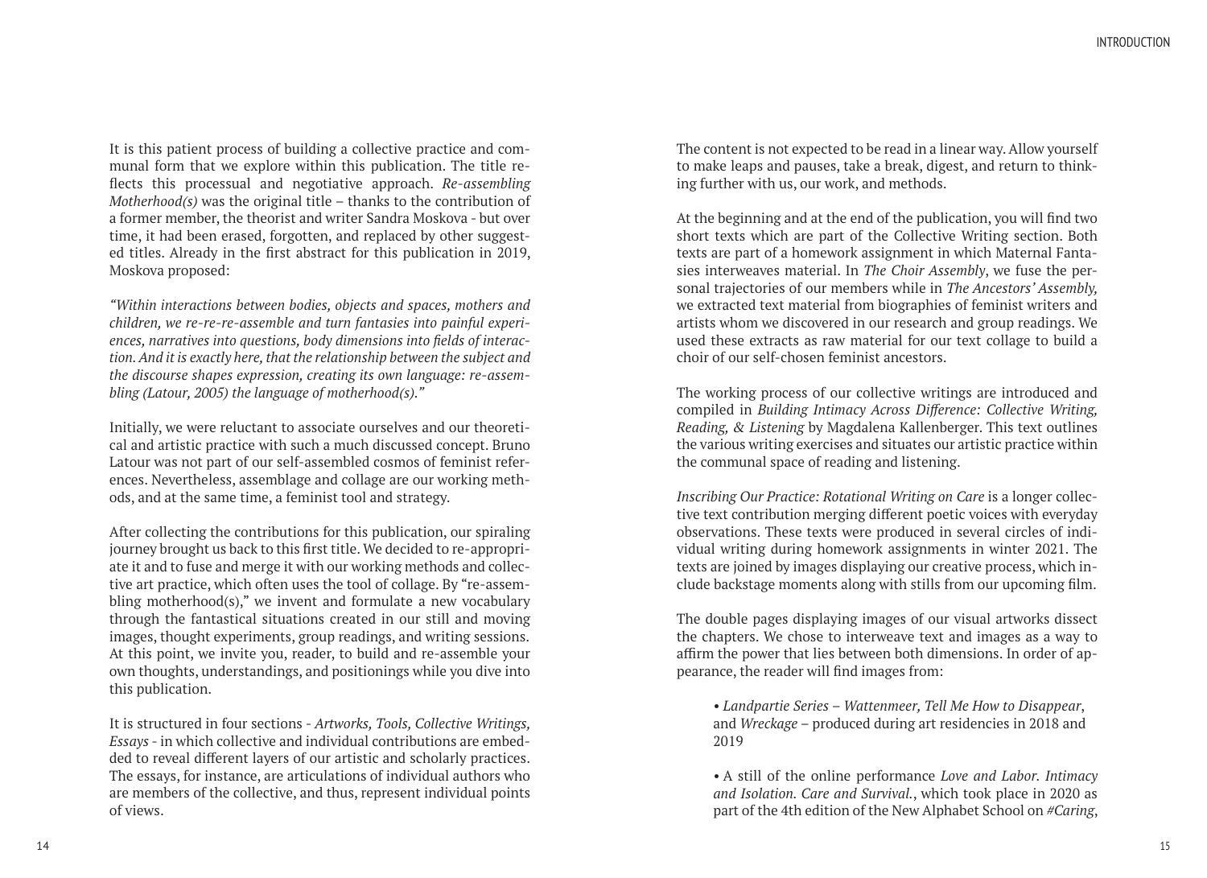It is this patient process of building a collective practice and communal form that we explore within this publication. The title reflects this processual and negotiative approach. *Re-assembling Motherhood(s)* was the original title – thanks to the contribution of a former member, the theorist and writer Sandra Moskova - but over time, it had been erased, forgotten, and replaced by other suggested titles. Already in the first abstract for this publication in 2019, Moskova proposed:

*"Within interactions between bodies, objects and spaces, mothers and children, we re-re-re-assemble and turn fantasies into painful experiences, narratives into questions, body dimensions into fields of interaction. And it is exactly here, that the relationship between the subject and the discourse shapes expression, creating its own language: re-assembling (Latour, 2005) the language of motherhood(s)."*

Initially, we were reluctant to associate ourselves and our theoretical and artistic practice with such a much discussed concept. Bruno Latour was not part of our self-assembled cosmos of feminist references. Nevertheless, assemblage and collage are our working methods, and at the same time, a feminist tool and strategy.

After collecting the contributions for this publication, our spiraling journey brought us back to this first title. We decided to re-appropriate it and to fuse and merge it with our working methods and collective art practice, which often uses the tool of collage. By "re-assembling motherhood(s)," we invent and formulate a new vocabulary through the fantastical situations created in our still and moving images, thought experiments, group readings, and writing sessions. At this point, we invite you, reader, to build and re-assemble your own thoughts, understandings, and positionings while you dive into this publication.

It is structured in four sections - *Artworks, Tools, Collective Writings, Essays* - in which collective and individual contributions are embedded to reveal different layers of our artistic and scholarly practices. The essays, for instance, are articulations of individual authors who are members of the collective, and thus, represent individual points of views.

The content is not expected to be read in a linear way. Allow yourself to make leaps and pauses, take a break, digest, and return to thinking further with us, our work, and methods.

At the beginning and at the end of the publication, you will find two short texts which are part of the Collective Writing section. Both texts are part of a homework assignment in which Maternal Fantasies interweaves material. In *The Choir Assembly*, we fuse the personal trajectories of our members while in *The Ancestors' Assembly,* we extracted text material from biographies of feminist writers and artists whom we discovered in our research and group readings. We used these extracts as raw material for our text collage to build a choir of our self-chosen feminist ancestors.

The working process of our collective writings are introduced and compiled in *Building Intimacy Across Difference: Collective Writing, Reading, & Listening* by Magdalena Kallenberger. This text outlines the various writing exercises and situates our artistic practice within the communal space of reading and listening.

*Inscribing Our Practice: Rotational Writing on Care* is a longer collective text contribution merging different poetic voices with everyday observations. These texts were produced in several circles of individual writing during homework assignments in winter 2021. The texts are joined by images displaying our creative process, which include backstage moments along with stills from our upcoming film.

The double pages displaying images of our visual artworks dissect the chapters. We chose to interweave text and images as a way to affirm the power that lies between both dimensions. In order of appearance, the reader will find images from:

- *Landpartie Series – Wattenmeer, Tell Me How to Disappear*, and *Wreckage* – produced during art residencies in 2018 and 2019
- A still of the online performance *Love and Labor. Intimacy and Isolation. Care and Survival.*, which took place in 2020 as part of the 4th edition of the New Alphabet School on *#Caring*,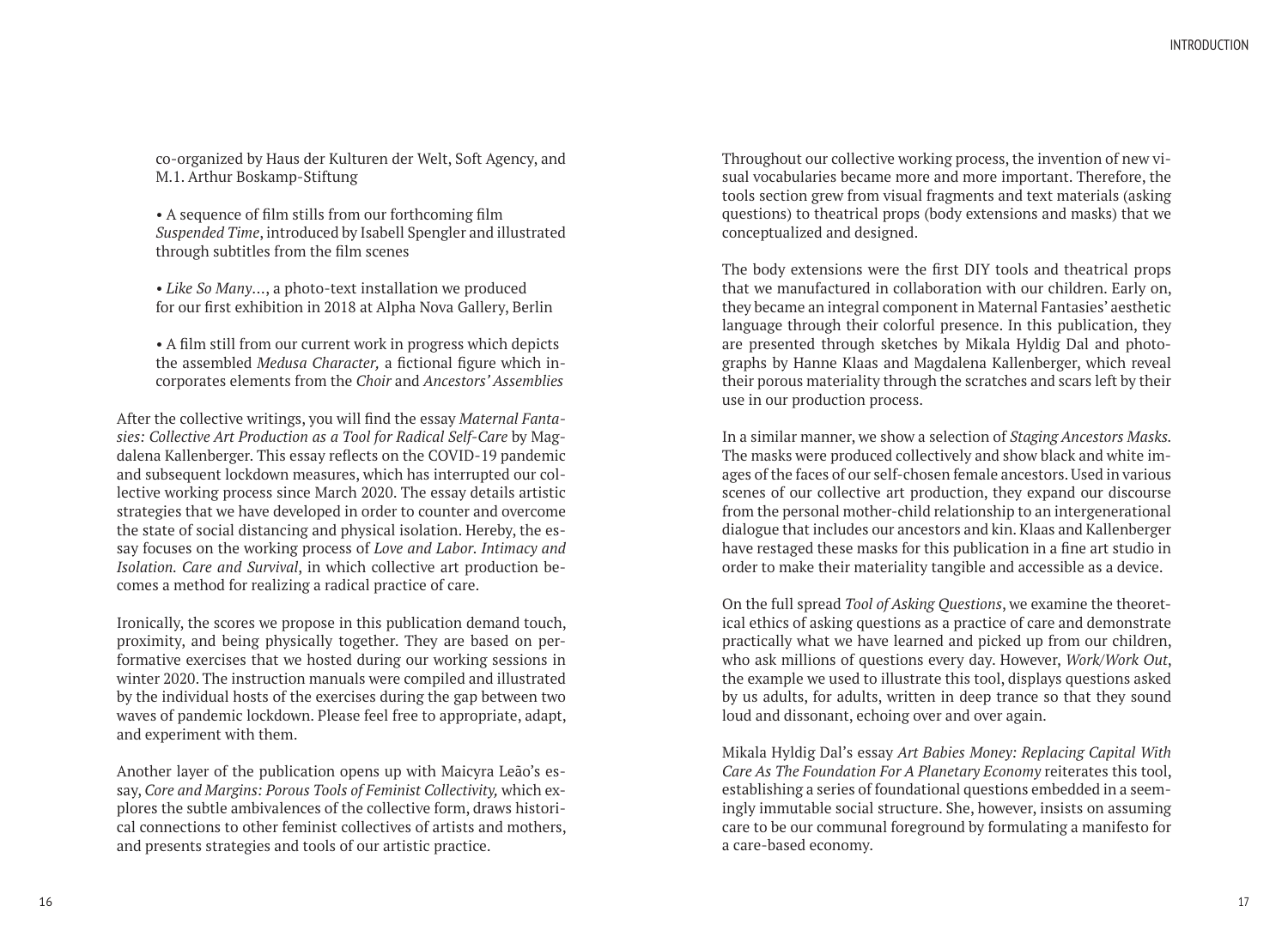co-organized by Haus der Kulturen der Welt, Soft Agency, and M.1. Arthur Boskamp-Stiftung

- A sequence of film stills from our forthcoming film *Suspended Time*, introduced by Isabell Spengler and illustrated through subtitles from the film scenes

- *Like So Many…*, a photo-text installation we produced for our first exhibition in 2018 at Alpha Nova Gallery, Berlin

- A film still from our current work in progress which depicts the assembled *Medusa Character,* a fictional figure which incorporates elements from the *Choir* and *Ancestors' Assemblies*

After the collective writings, you will find the essay *Maternal Fantasies: Collective Art Production as a Tool for Radical Self-Care* by Magdalena Kallenberger. This essay reflects on the COVID-19 pandemic and subsequent lockdown measures, which has interrupted our collective working process since March 2020. The essay details artistic strategies that we have developed in order to counter and overcome the state of social distancing and physical isolation. Hereby, the essay focuses on the working process of *Love and Labor. Intimacy and Isolation. Care and Survival*, in which collective art production becomes a method for realizing a radical practice of care.

Ironically, the scores we propose in this publication demand touch, proximity, and being physically together. They are based on performative exercises that we hosted during our working sessions in winter 2020. The instruction manuals were compiled and illustrated by the individual hosts of the exercises during the gap between two waves of pandemic lockdown. Please feel free to appropriate, adapt, and experiment with them.

Another layer of the publication opens up with Maicyra Leão's essay, *Core and Margins: Porous Tools of Feminist Collectivity,* which explores the subtle ambivalences of the collective form, draws historical connections to other feminist collectives of artists and mothers, and presents strategies and tools of our artistic practice.

Throughout our collective working process, the invention of new visual vocabularies became more and more important. Therefore, the tools section grew from visual fragments and text materials (asking questions) to theatrical props (body extensions and masks) that we conceptualized and designed.

The body extensions were the first DIY tools and theatrical props that we manufactured in collaboration with our children. Early on, they became an integral component in Maternal Fantasies' aesthetic language through their colorful presence. In this publication, they are presented through sketches by Mikala Hyldig Dal and photographs by Hanne Klaas and Magdalena Kallenberger, which reveal their porous materiality through the scratches and scars left by their use in our production process.

In a similar manner, we show a selection of *Staging Ancestors Masks.* The masks were produced collectively and show black and white images of the faces of our self-chosen female ancestors. Used in various scenes of our collective art production, they expand our discourse from the personal mother-child relationship to an intergenerational dialogue that includes our ancestors and kin. Klaas and Kallenberger have restaged these masks for this publication in a fine art studio in order to make their materiality tangible and accessible as a device.

On the full spread *Tool of Asking Questions*, we examine the theoretical ethics of asking questions as a practice of care and demonstrate practically what we have learned and picked up from our children, who ask millions of questions every day. However, *Work/Work Out*, the example we used to illustrate this tool, displays questions asked by us adults, for adults, written in deep trance so that they sound loud and dissonant, echoing over and over again.

Mikala Hyldig Dal's essay *Art Babies Money: Replacing Capital With Care As The Foundation For A Planetary Economy* reiterates this tool, establishing a series of foundational questions embedded in a seemingly immutable social structure. She, however, insists on assuming care to be our communal foreground by formulating a manifesto for a care-based economy.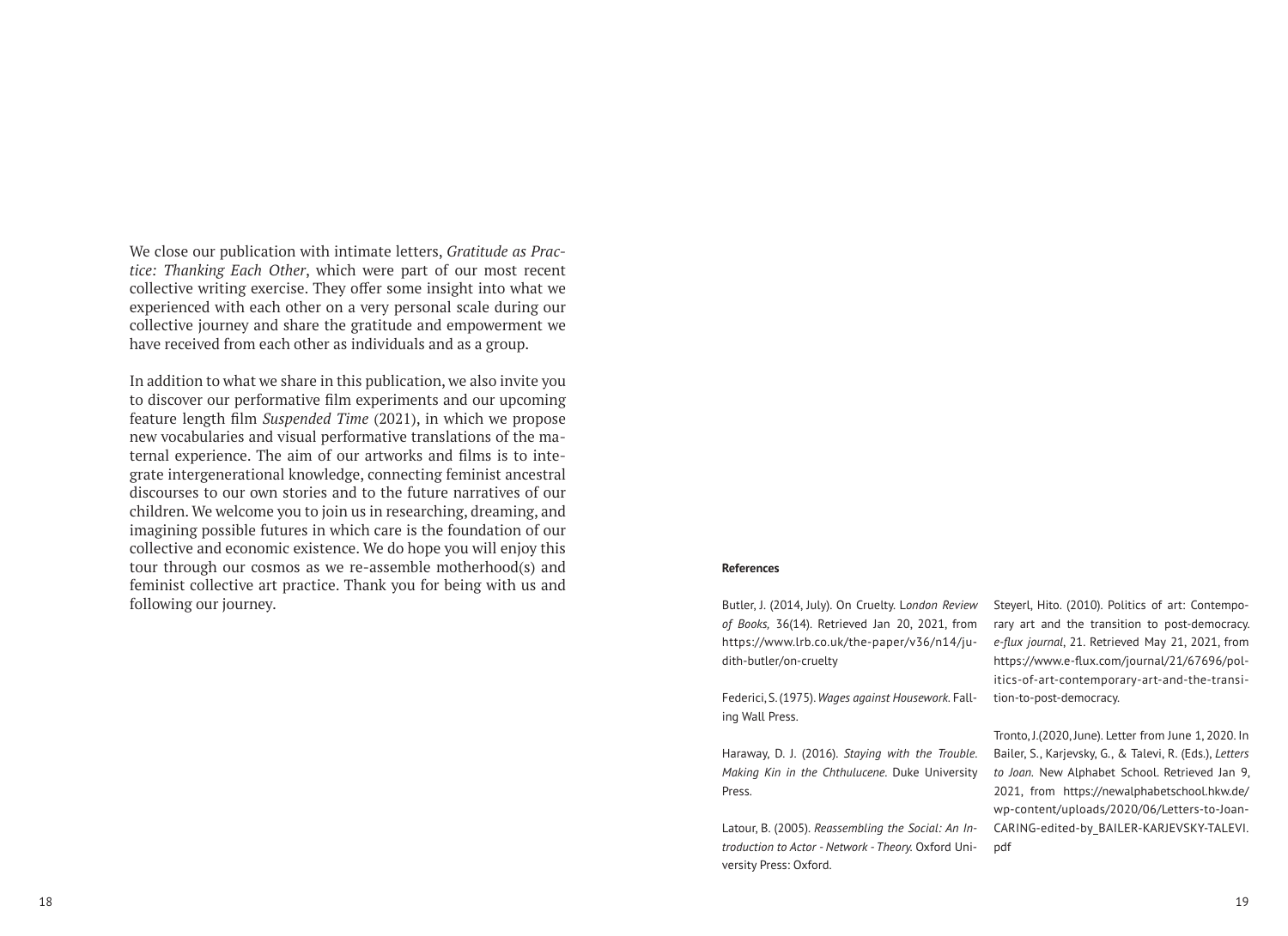We close our publication with intimate letters, *Gratitude as Practice: Thanking Each Other*, which were part of our most recent collective writing exercise. They offer some insight into what we experienced with each other on a very personal scale during our collective journey and share the gratitude and empowerment we have received from each other as individuals and as a group.

In addition to what we share in this publication, we also invite you to discover our performative film experiments and our upcoming feature length film *Suspended Time* (2021), in which we propose new vocabularies and visual performative translations of the maternal experience. The aim of our artworks and films is to integrate intergenerational knowledge, connecting feminist ancestral discourses to our own stories and to the future narratives of our children. We welcome you to join us in researching, dreaming, and imagining possible futures in which care is the foundation of our collective and economic existence. We do hope you will enjoy this tour through our cosmos as we re-assemble motherhood(s) and feminist collective art practice. Thank you for being with us and following our journey.

**References**

Butler, J. (2014, July). On Cruelty. *London Review of Books,* 36(14). Retrieved Jan 20, 2021, from https://www.lrb.co.uk/the-paper/v36/n14/judith-butler/on-cruelty

Federici, S. (1975). *Wages against Housework*. Falling Wall Press.

Haraway, D. J. (2016). *Staying with the Trouble. Making Kin in the Chthulucene*. Duke University Press.

Latour, B. (2005). *Reassembling the Social: An Introduction to Actor - Network - Theory.* Oxford University Press: Oxford.

Steyerl, Hito. (2010). Politics of art: Contemporary art and the transition to post-democracy. *e-flux journal*, 21. Retrieved May 21, 2021, from https://www.e-flux.com/journal/21/67696/politics-of-art-contemporary-art-and-the-transition-to-post-democracy.

Tronto, J.(2020, June). Letter from June 1, 2020. In Bailer, S., Karjevsky, G., & Talevi, R. (Eds.), *Letters to Joan*. New Alphabet School. Retrieved Jan 9, 2021, from https://newalphabetschool.hkw.de/wp-content/uploads/2020/06/Letters-to-Joan-CARING-edited-by_BAILER-KARJEVSKY-TALEVI.pdf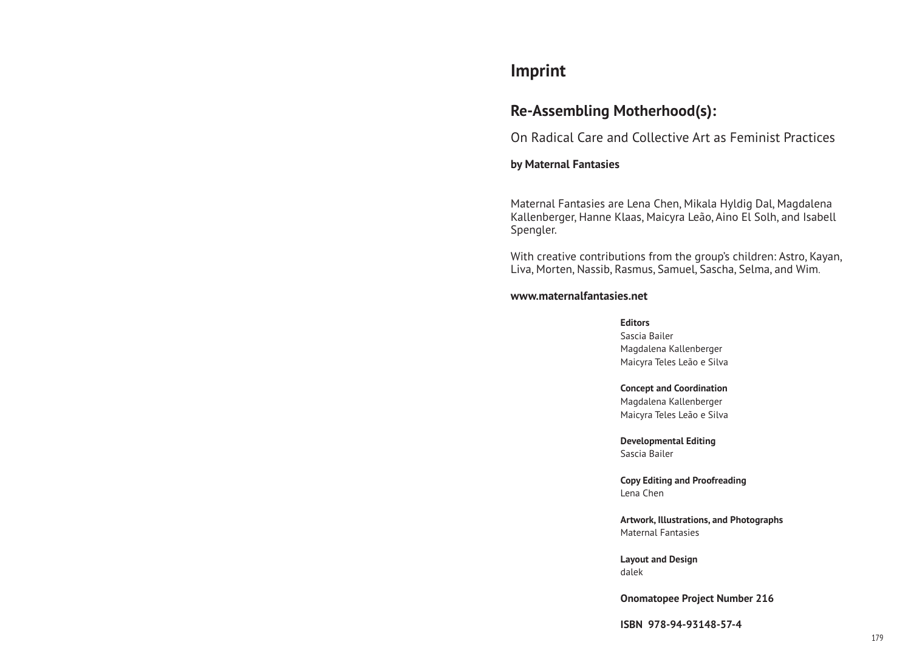# Imprint

## Re-Assembling Motherhood(s):

On Radical Care and Collective Art as Feminist Practices

**by Maternal Fantasies**

Maternal Fantasies are Lena Chen, Mikala Hyldig Dal, Magdalena Kallenberger, Hanne Klaas, Maicyra Leão, Aino El Solh, and Isabell Spengler.

With creative contributions from the group's children: Astro, Kayan, Liva, Morten, Nassib, Rasmus, Samuel, Sascha, Selma, and Wim.

**www.maternalfantasies.net**

**Editors**
Sascia Bailer
Magdalena Kallenberger
Maicyra Teles Leão e Silva

**Concept and Coordination**
Magdalena Kallenberger
Maicyra Teles Leão e Silva

**Developmental Editing**
Sascia Bailer

**Copy Editing and Proofreading**
Lena Chen

**Artwork, Illustrations, and Photographs**
Maternal Fantasies

**Layout and Design**
dalek

**Onomatopee Project Number 216**

**ISBN 978-94-93148-57-4**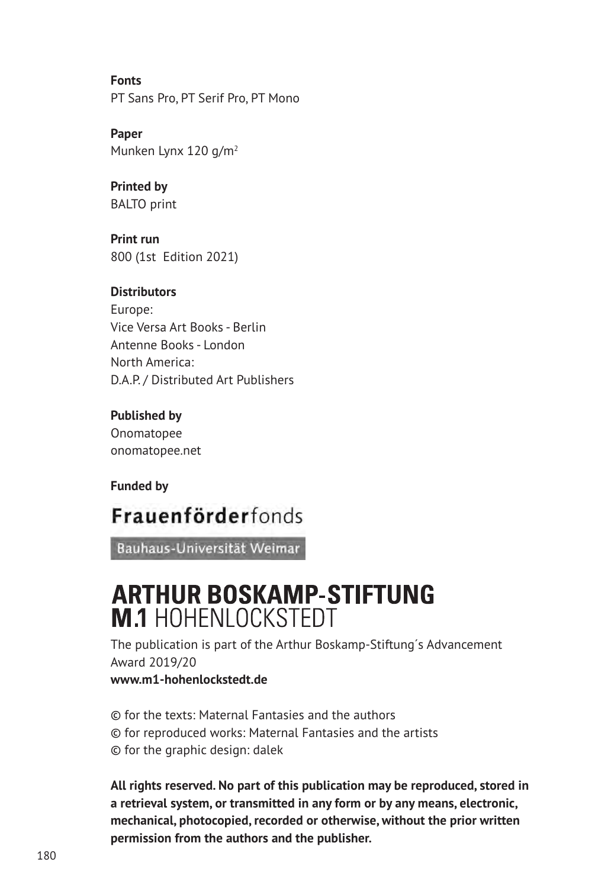**Fonts**
PT Sans Pro, PT Serif Pro, PT Mono

**Paper**
Munken Lynx 120 g/m²

**Printed by**
BALTO print

**Print run**
800 (1st Edition 2021)

**Distributors**
Europe:
Vice Versa Art Books - Berlin
Antenne Books - London
North America:
D.A.P. / Distributed Art Publishers

**Published by**
Onomatopee
onomatopee.net

**Funded by**

**Frauenförder**fonds

Bauhaus-Universität Weimar

**ARTHUR BOSKAMP-STIFTUNG**
**M.1** HOHENLOCKSTEDT

The publication is part of the Arthur Boskamp-Stiftung´s Advancement Award 2019/20
**www.m1-hohenlockstedt.de**

© for the texts: Maternal Fantasies and the authors
© for reproduced works: Maternal Fantasies and the artists
© for the graphic design: dalek

**All rights reserved. No part of this publication may be reproduced, stored in a retrieval system, or transmitted in any form or by any means, electronic, mechanical, photocopied, recorded or otherwise, without the prior written permission from the authors and the publisher.**